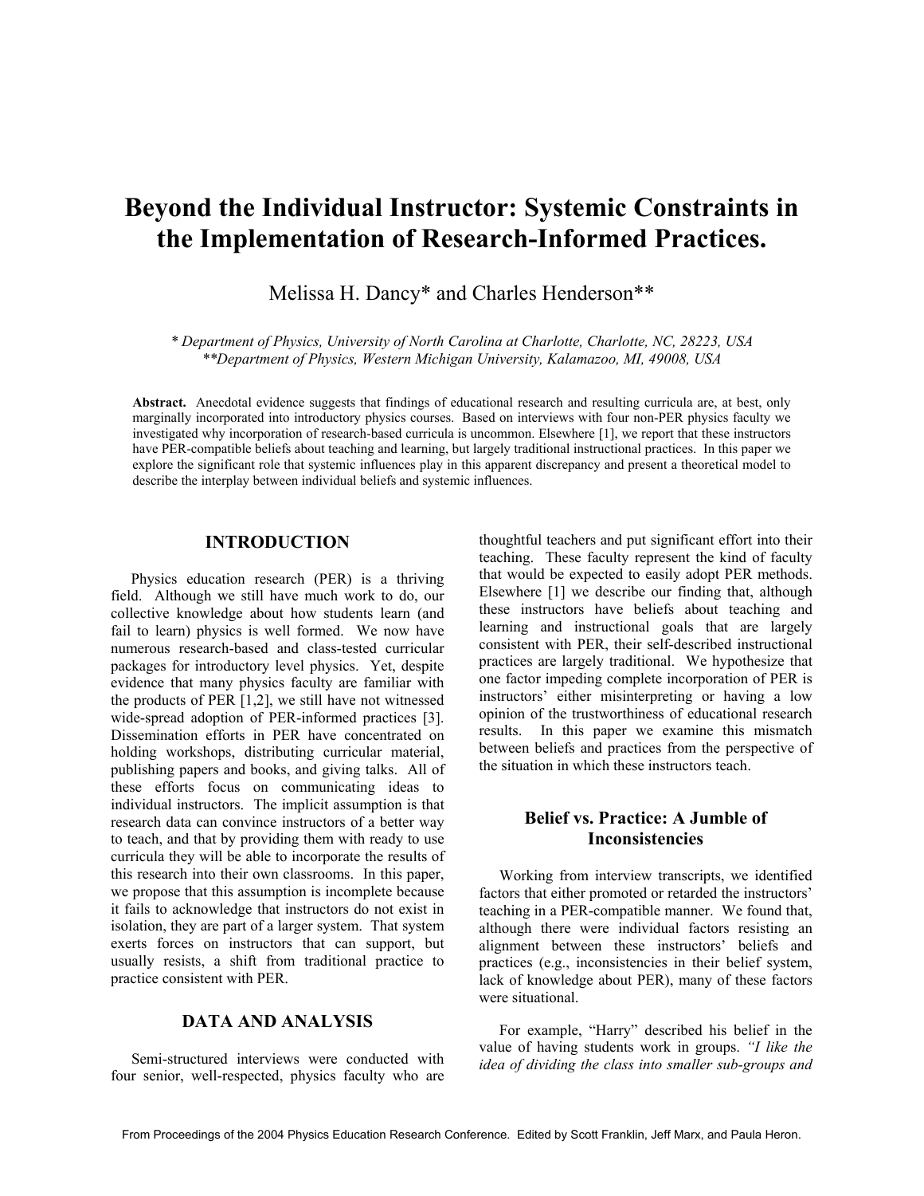# Beyond the Individual Instructor: Systemic Constraints in the Implementation of Research-Informed Practices.

Melissa H. Dancy* and Charles Henderson**

*\* Department of Physics, University of North Carolina at Charlotte, Charlotte, NC, 28223, USA*
*\*\*Department of Physics, Western Michigan University, Kalamazoo, MI, 49008, USA*

**Abstract.** Anecdotal evidence suggests that findings of educational research and resulting curricula are, at best, only marginally incorporated into introductory physics courses. Based on interviews with four non-PER physics faculty we investigated why incorporation of research-based curricula is uncommon. Elsewhere [1], we report that these instructors have PER-compatible beliefs about teaching and learning, but largely traditional instructional practices. In this paper we explore the significant role that systemic influences play in this apparent discrepancy and present a theoretical model to describe the interplay between individual beliefs and systemic influences.

## INTRODUCTION

Physics education research (PER) is a thriving field. Although we still have much work to do, our collective knowledge about how students learn (and fail to learn) physics is well formed. We now have numerous research-based and class-tested curricular packages for introductory level physics. Yet, despite evidence that many physics faculty are familiar with the products of PER [1,2], we still have not witnessed wide-spread adoption of PER-informed practices [3]. Dissemination efforts in PER have concentrated on holding workshops, distributing curricular material, publishing papers and books, and giving talks. All of these efforts focus on communicating ideas to individual instructors. The implicit assumption is that research data can convince instructors of a better way to teach, and that by providing them with ready to use curricula they will be able to incorporate the results of this research into their own classrooms. In this paper, we propose that this assumption is incomplete because it fails to acknowledge that instructors do not exist in isolation, they are part of a larger system. That system exerts forces on instructors that can support, but usually resists, a shift from traditional practice to practice consistent with PER.

## DATA AND ANALYSIS

Semi-structured interviews were conducted with four senior, well-respected, physics faculty who are thoughtful teachers and put significant effort into their teaching. These faculty represent the kind of faculty that would be expected to easily adopt PER methods. Elsewhere [1] we describe our finding that, although these instructors have beliefs about teaching and learning and instructional goals that are largely consistent with PER, their self-described instructional practices are largely traditional. We hypothesize that one factor impeding complete incorporation of PER is instructors' either misinterpreting or having a low opinion of the trustworthiness of educational research results. In this paper we examine this mismatch between beliefs and practices from the perspective of the situation in which these instructors teach.

### Belief vs. Practice: A Jumble of Inconsistencies

Working from interview transcripts, we identified factors that either promoted or retarded the instructors' teaching in a PER-compatible manner. We found that, although there were individual factors resisting an alignment between these instructors' beliefs and practices (e.g., inconsistencies in their belief system, lack of knowledge about PER), many of these factors were situational.

For example, "Harry" described his belief in the value of having students work in groups. *"I like the idea of dividing the class into smaller sub-groups and*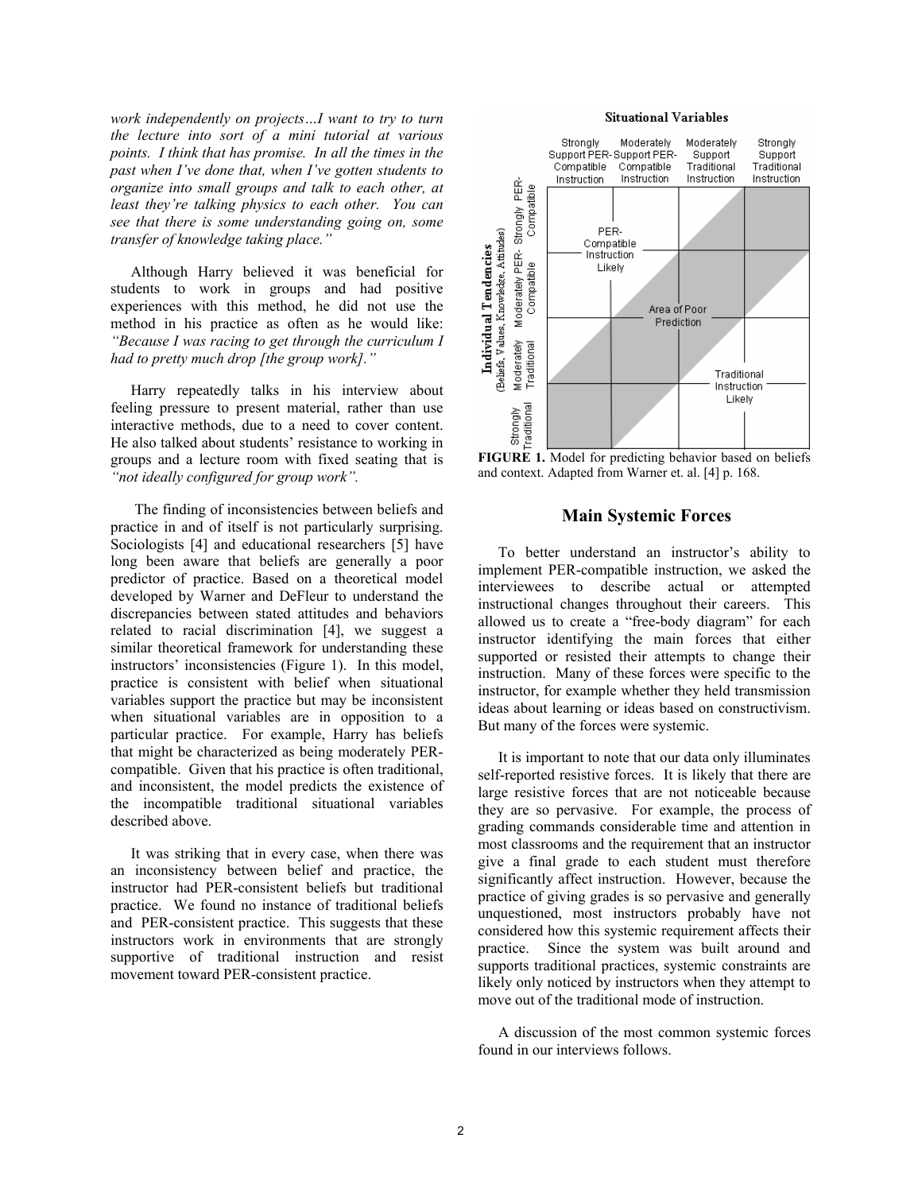*work independently on projects…I want to try to turn the lecture into sort of a mini tutorial at various points. I think that has promise. In all the times in the past when I've done that, when I've gotten students to organize into small groups and talk to each other, at least they're talking physics to each other. You can see that there is some understanding going on, some transfer of knowledge taking place."*

Although Harry believed it was beneficial for students to work in groups and had positive experiences with this method, he did not use the method in his practice as often as he would like: *"Because I was racing to get through the curriculum I had to pretty much drop [the group work]."*

Harry repeatedly talks in his interview about feeling pressure to present material, rather than use interactive methods, due to a need to cover content. He also talked about students' resistance to working in groups and a lecture room with fixed seating that is *"not ideally configured for group work".*

The finding of inconsistencies between beliefs and practice in and of itself is not particularly surprising. Sociologists [4] and educational researchers [5] have long been aware that beliefs are generally a poor predictor of practice. Based on a theoretical model developed by Warner and DeFleur to understand the discrepancies between stated attitudes and behaviors related to racial discrimination [4], we suggest a similar theoretical framework for understanding these instructors' inconsistencies (Figure 1). In this model, practice is consistent with belief when situational variables support the practice but may be inconsistent when situational variables are in opposition to a particular practice. For example, Harry has beliefs that might be characterized as being moderately PER-compatible. Given that his practice is often traditional, and inconsistent, the model predicts the existence of the incompatible traditional situational variables described above.

It was striking that in every case, when there was an inconsistency between belief and practice, the instructor had PER-consistent beliefs but traditional practice. We found no instance of traditional beliefs and PER-consistent practice. This suggests that these instructors work in environments that are strongly supportive of traditional instruction and resist movement toward PER-consistent practice.

**FIGURE 1.** Model for predicting behavior based on beliefs and context. Adapted from Warner et. al. [4] p. 168.

## Main Systemic Forces

To better understand an instructor's ability to implement PER-compatible instruction, we asked the interviewees to describe actual or attempted instructional changes throughout their careers. This allowed us to create a "free-body diagram" for each instructor identifying the main forces that either supported or resisted their attempts to change their instruction. Many of these forces were specific to the instructor, for example whether they held transmission ideas about learning or ideas based on constructivism. But many of the forces were systemic.

It is important to note that our data only illuminates self-reported resistive forces. It is likely that there are large resistive forces that are not noticeable because they are so pervasive. For example, the process of grading commands considerable time and attention in most classrooms and the requirement that an instructor give a final grade to each student must therefore significantly affect instruction. However, because the practice of giving grades is so pervasive and generally unquestioned, most instructors probably have not considered how this systemic requirement affects their practice. Since the system was built around and supports traditional practices, systemic constraints are likely only noticed by instructors when they attempt to move out of the traditional mode of instruction.

A discussion of the most common systemic forces found in our interviews follows.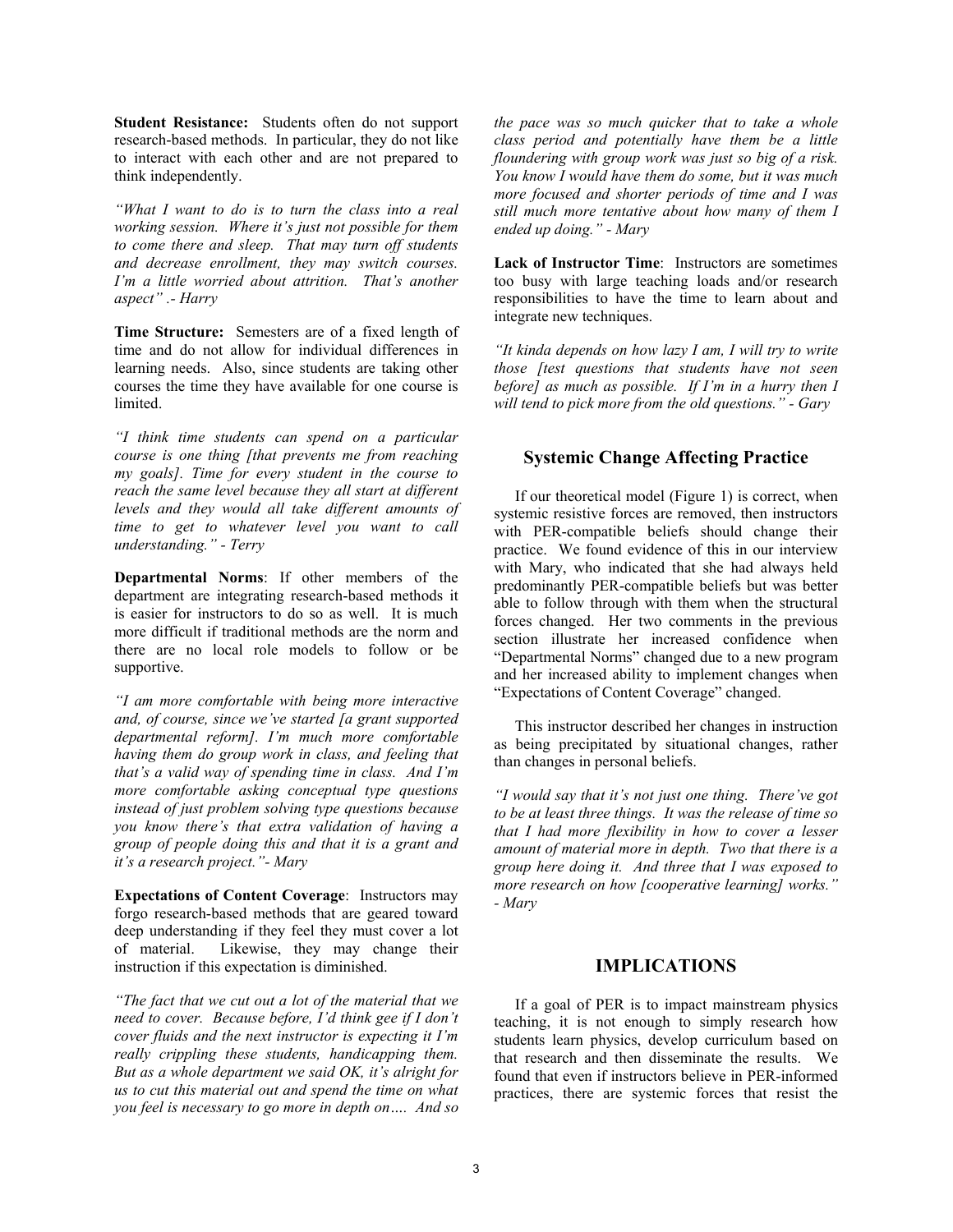**Student Resistance:** Students often do not support research-based methods. In particular, they do not like to interact with each other and are not prepared to think independently.

*"What I want to do is to turn the class into a real working session. Where it's just not possible for them to come there and sleep. That may turn off students and decrease enrollment, they may switch courses. I'm a little worried about attrition. That's another aspect" .- Harry*

**Time Structure:** Semesters are of a fixed length of time and do not allow for individual differences in learning needs. Also, since students are taking other courses the time they have available for one course is limited.

*"I think time students can spend on a particular course is one thing [that prevents me from reaching my goals]. Time for every student in the course to reach the same level because they all start at different levels and they would all take different amounts of time to get to whatever level you want to call understanding." - Terry*

**Departmental Norms**: If other members of the department are integrating research-based methods it is easier for instructors to do so as well. It is much more difficult if traditional methods are the norm and there are no local role models to follow or be supportive.

*"I am more comfortable with being more interactive and, of course, since we've started [a grant supported departmental reform]. I'm much more comfortable having them do group work in class, and feeling that that's a valid way of spending time in class. And I'm more comfortable asking conceptual type questions instead of just problem solving type questions because you know there's that extra validation of having a group of people doing this and that it is a grant and it's a research project."- Mary*

**Expectations of Content Coverage**: Instructors may forgo research-based methods that are geared toward deep understanding if they feel they must cover a lot of material. Likewise, they may change their instruction if this expectation is diminished.

*"The fact that we cut out a lot of the material that we need to cover. Because before, I'd think gee if I don't cover fluids and the next instructor is expecting it I'm really crippling these students, handicapping them. But as a whole department we said OK, it's alright for us to cut this material out and spend the time on what you feel is necessary to go more in depth on…. And so the pace was so much quicker that to take a whole class period and potentially have them be a little floundering with group work was just so big of a risk. You know I would have them do some, but it was much more focused and shorter periods of time and I was still much more tentative about how many of them I ended up doing." - Mary*

**Lack of Instructor Time**: Instructors are sometimes too busy with large teaching loads and/or research responsibilities to have the time to learn about and integrate new techniques.

*"It kinda depends on how lazy I am, I will try to write those [test questions that students have not seen before] as much as possible. If I'm in a hurry then I will tend to pick more from the old questions." - Gary*

## Systemic Change Affecting Practice

If our theoretical model (Figure 1) is correct, when systemic resistive forces are removed, then instructors with PER-compatible beliefs should change their practice. We found evidence of this in our interview with Mary, who indicated that she had always held predominantly PER-compatible beliefs but was better able to follow through with them when the structural forces changed. Her two comments in the previous section illustrate her increased confidence when "Departmental Norms" changed due to a new program and her increased ability to implement changes when "Expectations of Content Coverage" changed.

This instructor described her changes in instruction as being precipitated by situational changes, rather than changes in personal beliefs.

*"I would say that it's not just one thing. There've got to be at least three things. It was the release of time so that I had more flexibility in how to cover a lesser amount of material more in depth. Two that there is a group here doing it. And three that I was exposed to more research on how [cooperative learning] works." - Mary*

## IMPLICATIONS

If a goal of PER is to impact mainstream physics teaching, it is not enough to simply research how students learn physics, develop curriculum based on that research and then disseminate the results. We found that even if instructors believe in PER-informed practices, there are systemic forces that resist the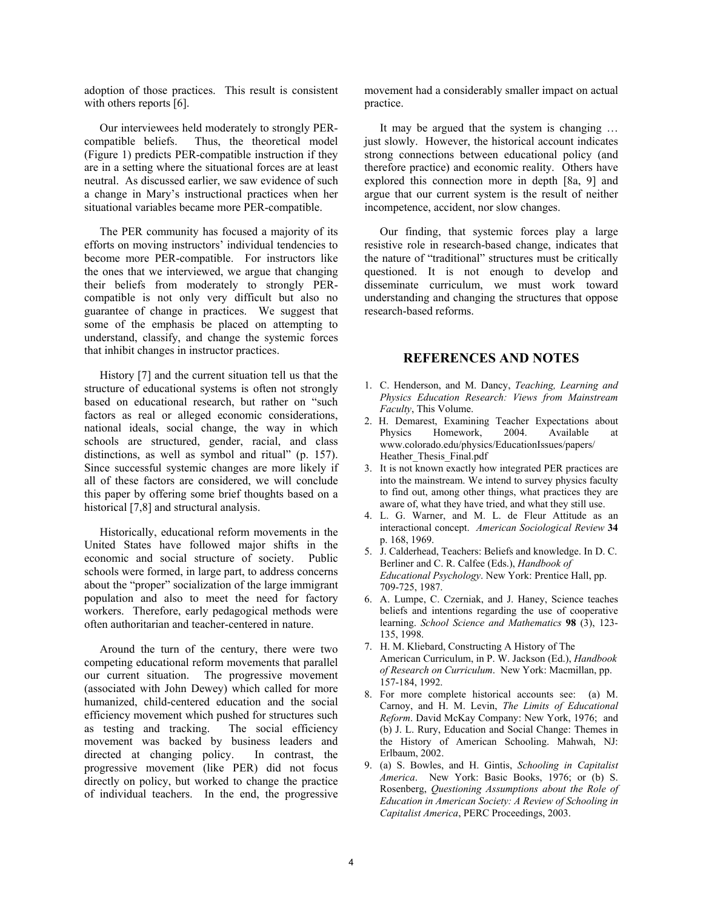adoption of those practices. This result is consistent with others reports [6].

Our interviewees held moderately to strongly PER-compatible beliefs. Thus, the theoretical model (Figure 1) predicts PER-compatible instruction if they are in a setting where the situational forces are at least neutral. As discussed earlier, we saw evidence of such a change in Mary's instructional practices when her situational variables became more PER-compatible.

The PER community has focused a majority of its efforts on moving instructors' individual tendencies to become more PER-compatible. For instructors like the ones that we interviewed, we argue that changing their beliefs from moderately to strongly PER-compatible is not only very difficult but also no guarantee of change in practices. We suggest that some of the emphasis be placed on attempting to understand, classify, and change the systemic forces that inhibit changes in instructor practices.

History [7] and the current situation tell us that the structure of educational systems is often not strongly based on educational research, but rather on "such factors as real or alleged economic considerations, national ideals, social change, the way in which schools are structured, gender, racial, and class distinctions, as well as symbol and ritual" (p. 157). Since successful systemic changes are more likely if all of these factors are considered, we will conclude this paper by offering some brief thoughts based on a historical [7,8] and structural analysis.

Historically, educational reform movements in the United States have followed major shifts in the economic and social structure of society. Public schools were formed, in large part, to address concerns about the "proper" socialization of the large immigrant population and also to meet the need for factory workers. Therefore, early pedagogical methods were often authoritarian and teacher-centered in nature.

Around the turn of the century, there were two competing educational reform movements that parallel our current situation. The progressive movement (associated with John Dewey) which called for more humanized, child-centered education and the social efficiency movement which pushed for structures such as testing and tracking. The social efficiency movement was backed by business leaders and directed at changing policy. In contrast, the progressive movement (like PER) did not focus directly on policy, but worked to change the practice of individual teachers. In the end, the progressive movement had a considerably smaller impact on actual practice.

It may be argued that the system is changing … just slowly. However, the historical account indicates strong connections between educational policy (and therefore practice) and economic reality. Others have explored this connection more in depth [8a, 9] and argue that our current system is the result of neither incompetence, accident, nor slow changes.

Our finding, that systemic forces play a large resistive role in research-based change, indicates that the nature of "traditional" structures must be critically questioned. It is not enough to develop and disseminate curriculum, we must work toward understanding and changing the structures that oppose research-based reforms.

## REFERENCES AND NOTES

1. C. Henderson, and M. Dancy, *Teaching, Learning and Physics Education Research: Views from Mainstream Faculty*, This Volume.
2. H. Demarest, Examining Teacher Expectations about Physics Homework, 2004. Available at www.colorado.edu/physics/EducationIssues/papers/Heather_Thesis_Final.pdf
3. It is not known exactly how integrated PER practices are into the mainstream. We intend to survey physics faculty to find out, among other things, what practices they are aware of, what they have tried, and what they still use.
4. L. G. Warner, and M. L. de Fleur Attitude as an interactional concept. *American Sociological Review* **34** p. 168, 1969.
5. J. Calderhead, Teachers: Beliefs and knowledge. In D. C. Berliner and C. R. Calfee (Eds.), *Handbook of Educational Psychology*. New York: Prentice Hall, pp. 709-725, 1987.
6. A. Lumpe, C. Czerniak, and J. Haney, Science teaches beliefs and intentions regarding the use of cooperative learning. *School Science and Mathematics* **98** (3), 123-135, 1998.
7. H. M. Kliebard, Constructing A History of The American Curriculum, in P. W. Jackson (Ed.), *Handbook of Research on Curriculum*. New York: Macmillan, pp. 157-184, 1992.
8. For more complete historical accounts see: (a) M. Carnoy, and H. M. Levin, *The Limits of Educational Reform*. David McKay Company: New York, 1976; and (b) J. L. Rury, Education and Social Change: Themes in the History of American Schooling. Mahwah, NJ: Erlbaum, 2002.
9. (a) S. Bowles, and H. Gintis, *Schooling in Capitalist America*. New York: Basic Books, 1976; or (b) S. Rosenberg, *Questioning Assumptions about the Role of Education in American Society: A Review of Schooling in Capitalist America*, PERC Proceedings, 2003.